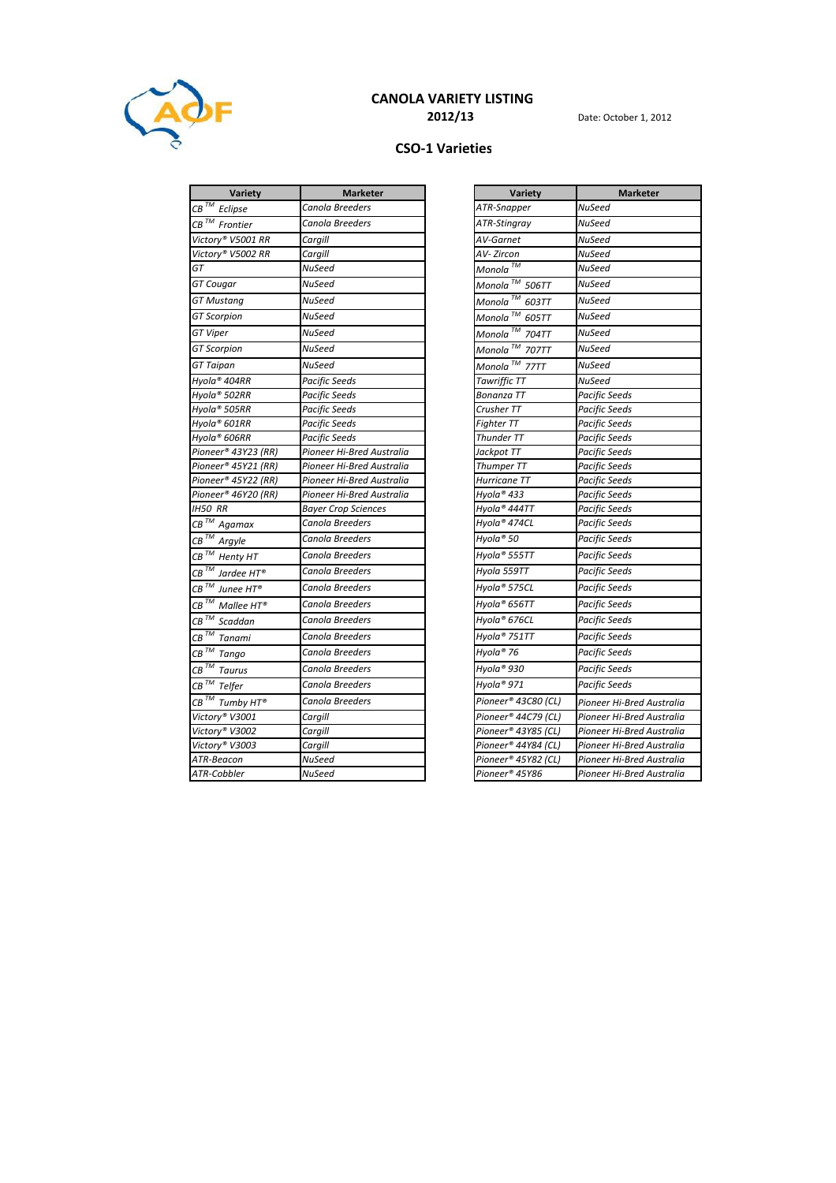# CANOLA VARIETY LISTING

**2012/13**

Date: October 1, 2012

## CSO-1 Varieties

| Variety | Marketer |
|---|---|
| *CB™ Eclipse* | *Canola Breeders* |
| *CB™ Frontier* | *Canola Breeders* |
| *Victory® V5001 RR* | *Cargill* |
| *Victory® V5002 RR* | *Cargill* |
| *GT* | *NuSeed* |
| *GT Cougar* | *NuSeed* |
| *GT Mustang* | *NuSeed* |
| *GT Scorpion* | *NuSeed* |
| *GT Viper* | *NuSeed* |
| *GT Scorpion* | *NuSeed* |
| *GT Taipan* | *NuSeed* |
| *Hyola® 404RR* | *Pacific Seeds* |
| *Hyola® 502RR* | *Pacific Seeds* |
| *Hyola® 505RR* | *Pacific Seeds* |
| *Hyola® 601RR* | *Pacific Seeds* |
| *Hyola® 606RR* | *Pacific Seeds* |
| *Pioneer® 43Y23 (RR)* | *Pioneer Hi-Bred Australia* |
| *Pioneer® 45Y21 (RR)* | *Pioneer Hi-Bred Australia* |
| *Pioneer® 45Y22 (RR)* | *Pioneer Hi-Bred Australia* |
| *Pioneer® 46Y20 (RR)* | *Pioneer Hi-Bred Australia* |
| *IH50 RR* | *Bayer Crop Sciences* |
| *CB™ Agamax* | *Canola Breeders* |
| *CB™ Argyle* | *Canola Breeders* |
| *CB™ Henty HT* | *Canola Breeders* |
| *CB™ Jardee HT®* | *Canola Breeders* |
| *CB™ Junee HT®* | *Canola Breeders* |
| *CB™ Mallee HT®* | *Canola Breeders* |
| *CB™ Scaddan* | *Canola Breeders* |
| *CB™ Tanami* | *Canola Breeders* |
| *CB™ Tango* | *Canola Breeders* |
| *CB™ Taurus* | *Canola Breeders* |
| *CB™ Telfer* | *Canola Breeders* |
| *CB™ Tumby HT®* | *Canola Breeders* |
| *Victory® V3001* | *Cargill* |
| *Victory® V3002* | *Cargill* |
| *Victory® V3003* | *Cargill* |
| *ATR-Beacon* | *NuSeed* |
| *ATR-Cobbler* | *NuSeed* |
| *ATR-Snapper* | *NuSeed* |
| *ATR-Stingray* | *NuSeed* |
| *AV-Garnet* | *NuSeed* |
| *AV- Zircon* | *NuSeed* |
| *Monola™* | *NuSeed* |
| *Monola™ 506TT* | *NuSeed* |
| *Monola™ 603TT* | *NuSeed* |
| *Monola™ 605TT* | *NuSeed* |
| *Monola™ 704TT* | *NuSeed* |
| *Monola™ 707TT* | *NuSeed* |
| *Monola™ 77TT* | *NuSeed* |
| *Tawriffic TT* | *NuSeed* |
| *Bonanza TT* | *Pacific Seeds* |
| *Crusher TT* | *Pacific Seeds* |
| *Fighter TT* | *Pacific Seeds* |
| *Thunder TT* | *Pacific Seeds* |
| *Jackpot TT* | *Pacific Seeds* |
| *Thumper TT* | *Pacific Seeds* |
| *Hurricane TT* | *Pacific Seeds* |
| *Hyola® 433* | *Pacific Seeds* |
| *Hyola® 444TT* | *Pacific Seeds* |
| *Hyola® 474CL* | *Pacific Seeds* |
| *Hyola® 50* | *Pacific Seeds* |
| *Hyola® 555TT* | *Pacific Seeds* |
| *Hyola 559TT* | *Pacific Seeds* |
| *Hyola® 575CL* | *Pacific Seeds* |
| *Hyola® 656TT* | *Pacific Seeds* |
| *Hyola® 676CL* | *Pacific Seeds* |
| *Hyola® 751TT* | *Pacific Seeds* |
| *Hyola® 76* | *Pacific Seeds* |
| *Hyola® 930* | *Pacific Seeds* |
| *Hyola® 971* | *Pacific Seeds* |
| *Pioneer® 43C80 (CL)* | *Pioneer Hi-Bred Australia* |
| *Pioneer® 44C79 (CL)* | *Pioneer Hi-Bred Australia* |
| *Pioneer® 43Y85 (CL)* | *Pioneer Hi-Bred Australia* |
| *Pioneer® 44Y84 (CL)* | *Pioneer Hi-Bred Australia* |
| *Pioneer® 45Y82 (CL)* | *Pioneer Hi-Bred Australia* |
| *Pioneer® 45Y86* | *Pioneer Hi-Bred Australia* |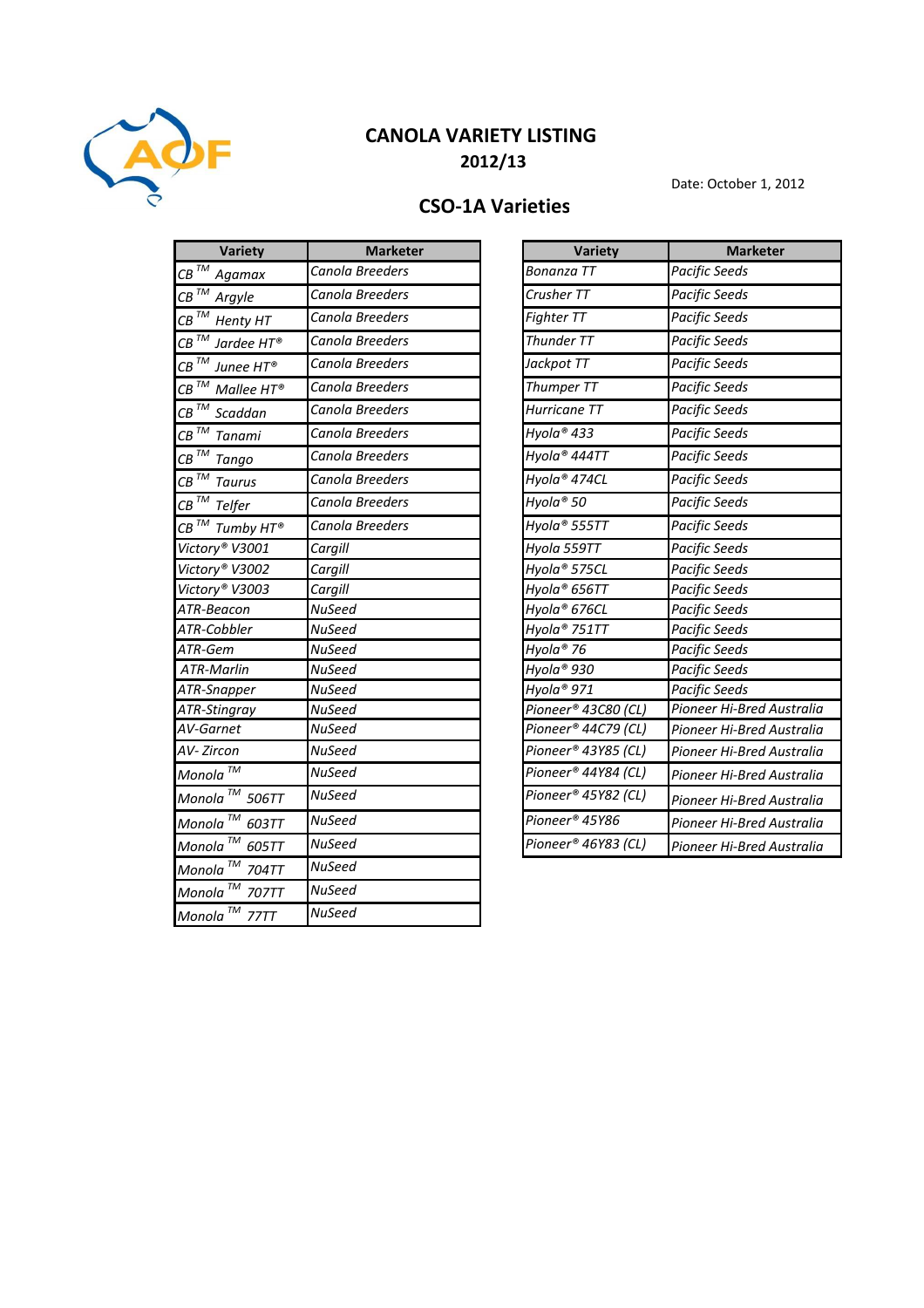# CANOLA VARIETY LISTING

## 2012/13

Date: October 1, 2012

## CSO-1A Varieties

| Variety | Marketer |
|---|---|
| *CB ™ Agamax* | *Canola Breeders* |
| *CB ™ Argyle* | *Canola Breeders* |
| *CB ™ Henty HT* | *Canola Breeders* |
| *CB ™ Jardee HT®* | *Canola Breeders* |
| *CB ™ Junee HT®* | *Canola Breeders* |
| *CB ™ Mallee HT®* | *Canola Breeders* |
| *CB ™ Scaddan* | *Canola Breeders* |
| *CB ™ Tanami* | *Canola Breeders* |
| *CB ™ Tango* | *Canola Breeders* |
| *CB ™ Taurus* | *Canola Breeders* |
| *CB ™ Telfer* | *Canola Breeders* |
| *CB ™ Tumby HT®* | *Canola Breeders* |
| *Victory® V3001* | *Cargill* |
| *Victory® V3002* | *Cargill* |
| *Victory® V3003* | *Cargill* |
| *ATR-Beacon* | *NuSeed* |
| *ATR-Cobbler* | *NuSeed* |
| *ATR-Gem* | *NuSeed* |
| *ATR-Marlin* | *NuSeed* |
| *ATR-Snapper* | *NuSeed* |
| *ATR-Stingray* | *NuSeed* |
| *AV-Garnet* | *NuSeed* |
| *AV- Zircon* | *NuSeed* |
| *Monola ™* | *NuSeed* |
| *Monola ™ 506TT* | *NuSeed* |
| *Monola ™ 603TT* | *NuSeed* |
| *Monola ™ 605TT* | *NuSeed* |
| *Monola ™ 704TT* | *NuSeed* |
| *Monola ™ 707TT* | *NuSeed* |
| *Monola ™ 77TT* | *NuSeed* |

| Variety | Marketer |
|---|---|
| *Bonanza TT* | *Pacific Seeds* |
| *Crusher TT* | *Pacific Seeds* |
| *Fighter TT* | *Pacific Seeds* |
| *Thunder TT* | *Pacific Seeds* |
| *Jackpot TT* | *Pacific Seeds* |
| *Thumper TT* | *Pacific Seeds* |
| *Hurricane TT* | *Pacific Seeds* |
| *Hyola® 433* | *Pacific Seeds* |
| *Hyola® 444TT* | *Pacific Seeds* |
| *Hyola® 474CL* | *Pacific Seeds* |
| *Hyola® 50* | *Pacific Seeds* |
| *Hyola® 555TT* | *Pacific Seeds* |
| *Hyola 559TT* | *Pacific Seeds* |
| *Hyola® 575CL* | *Pacific Seeds* |
| *Hyola® 656TT* | *Pacific Seeds* |
| *Hyola® 676CL* | *Pacific Seeds* |
| *Hyola® 751TT* | *Pacific Seeds* |
| *Hyola® 76* | *Pacific Seeds* |
| *Hyola® 930* | *Pacific Seeds* |
| *Hyola® 971* | *Pacific Seeds* |
| *Pioneer® 43C80 (CL)* | *Pioneer Hi-Bred Australia* |
| *Pioneer® 44C79 (CL)* | *Pioneer Hi-Bred Australia* |
| *Pioneer® 43Y85 (CL)* | *Pioneer Hi-Bred Australia* |
| *Pioneer® 44Y84 (CL)* | *Pioneer Hi-Bred Australia* |
| *Pioneer® 45Y82 (CL)* | *Pioneer Hi-Bred Australia* |
| *Pioneer® 45Y86* | *Pioneer Hi-Bred Australia* |
| *Pioneer® 46Y83 (CL)* | *Pioneer Hi-Bred Australia* |